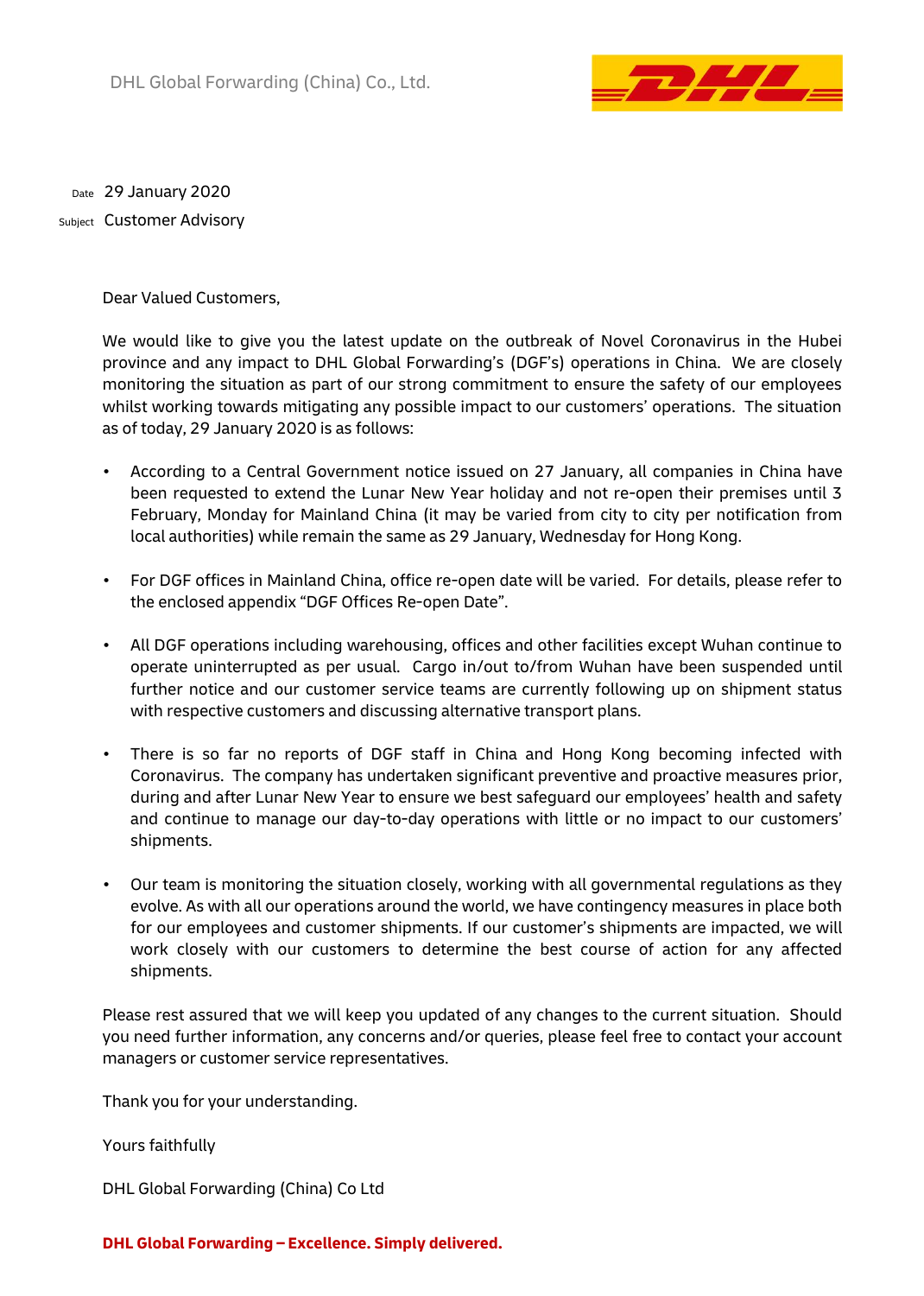DHL Global Forwarding (China) Co., Ltd.

Date 29 January 2020

Subject Customer Advisory

Dear Valued Customers,

We would like to give you the latest update on the outbreak of Novel Coronavirus in the Hubei province and any impact to DHL Global Forwarding's (DGF's) operations in China. We are closely monitoring the situation as part of our strong commitment to ensure the safety of our employees whilst working towards mitigating any possible impact to our customers' operations. The situation as of today, 29 January 2020 is as follows:

- According to a Central Government notice issued on 27 January, all companies in China have been requested to extend the Lunar New Year holiday and not re-open their premises until 3 February, Monday for Mainland China (it may be varied from city to city per notification from local authorities) while remain the same as 29 January, Wednesday for Hong Kong.

- For DGF offices in Mainland China, office re-open date will be varied. For details, please refer to the enclosed appendix "DGF Offices Re-open Date".

- All DGF operations including warehousing, offices and other facilities except Wuhan continue to operate uninterrupted as per usual. Cargo in/out to/from Wuhan have been suspended until further notice and our customer service teams are currently following up on shipment status with respective customers and discussing alternative transport plans.

- There is so far no reports of DGF staff in China and Hong Kong becoming infected with Coronavirus. The company has undertaken significant preventive and proactive measures prior, during and after Lunar New Year to ensure we best safeguard our employees' health and safety and continue to manage our day-to-day operations with little or no impact to our customers' shipments.

- Our team is monitoring the situation closely, working with all governmental regulations as they evolve. As with all our operations around the world, we have contingency measures in place both for our employees and customer shipments. If our customer's shipments are impacted, we will work closely with our customers to determine the best course of action for any affected shipments.

Please rest assured that we will keep you updated of any changes to the current situation. Should you need further information, any concerns and/or queries, please feel free to contact your account managers or customer service representatives.

Thank you for your understanding.

Yours faithfully

DHL Global Forwarding (China) Co Ltd

**DHL Global Forwarding – Excellence. Simply delivered.**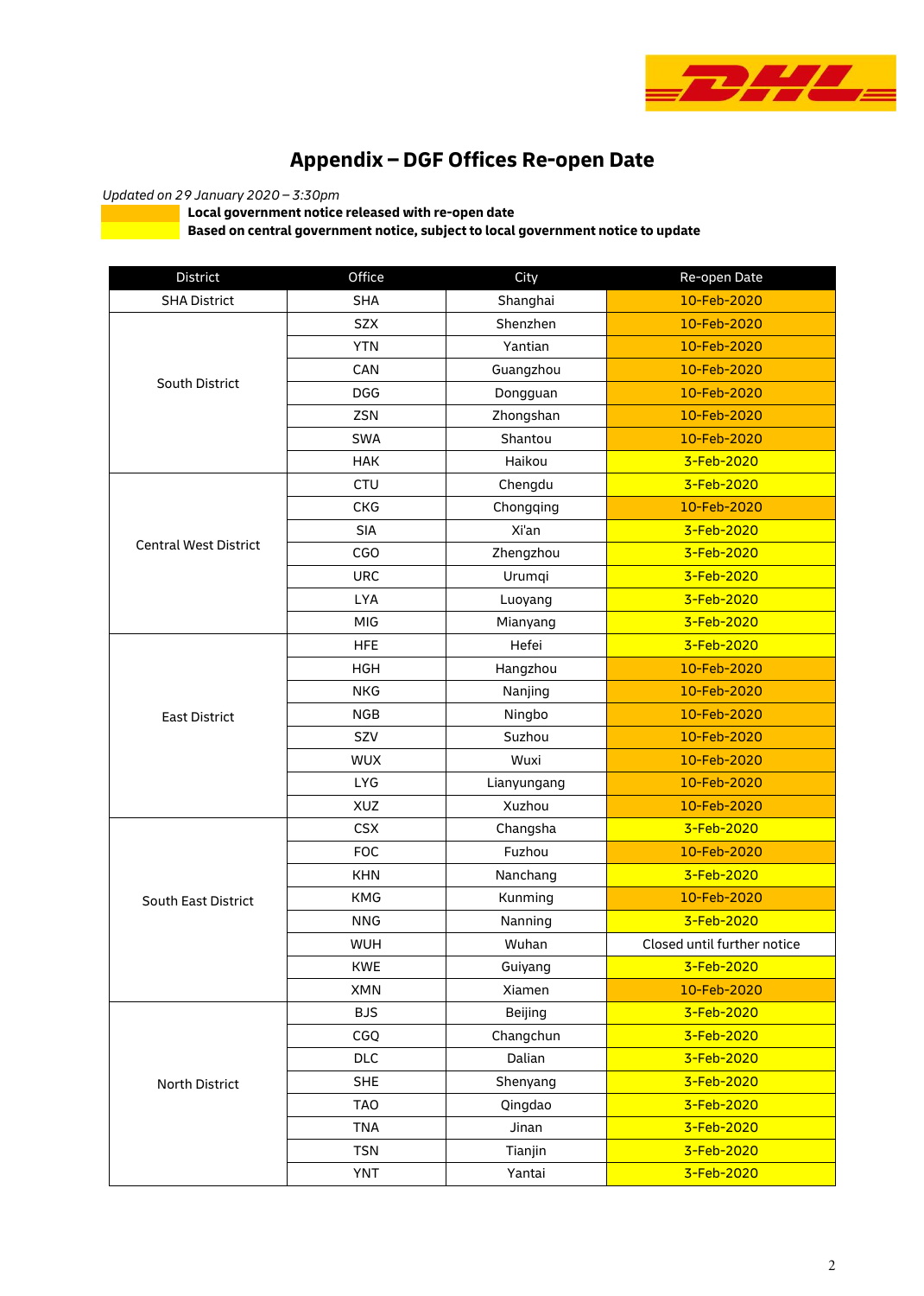# Appendix – DGF Offices Re-open Date

*Updated on 29 January 2020 – 3:30pm*

**Local government notice released with re-open date**
**Based on central government notice, subject to local government notice to update**

| District | Office | City | Re-open Date |
|---|---|---|---|
| SHA District | SHA | Shanghai | 10-Feb-2020 |
| South District | SZX | Shenzhen | 10-Feb-2020 |
| | YTN | Yantian | 10-Feb-2020 |
| | CAN | Guangzhou | 10-Feb-2020 |
| | DGG | Dongguan | 10-Feb-2020 |
| | ZSN | Zhongshan | 10-Feb-2020 |
| | SWA | Shantou | 10-Feb-2020 |
| | HAK | Haikou | 3-Feb-2020 |
| Central West District | CTU | Chengdu | 3-Feb-2020 |
| | CKG | Chongqing | 10-Feb-2020 |
| | SIA | Xi'an | 3-Feb-2020 |
| | CGO | Zhengzhou | 3-Feb-2020 |
| | URC | Urumqi | 3-Feb-2020 |
| | LYA | Luoyang | 3-Feb-2020 |
| | MIG | Mianyang | 3-Feb-2020 |
| East District | HFE | Hefei | 3-Feb-2020 |
| | HGH | Hangzhou | 10-Feb-2020 |
| | NKG | Nanjing | 10-Feb-2020 |
| | NGB | Ningbo | 10-Feb-2020 |
| | SZV | Suzhou | 10-Feb-2020 |
| | WUX | Wuxi | 10-Feb-2020 |
| | LYG | Lianyungang | 10-Feb-2020 |
| | XUZ | Xuzhou | 10-Feb-2020 |
| South East District | CSX | Changsha | 3-Feb-2020 |
| | FOC | Fuzhou | 10-Feb-2020 |
| | KHN | Nanchang | 3-Feb-2020 |
| | KMG | Kunming | 10-Feb-2020 |
| | NNG | Nanning | 3-Feb-2020 |
| | WUH | Wuhan | Closed until further notice |
| | KWE | Guiyang | 3-Feb-2020 |
| | XMN | Xiamen | 10-Feb-2020 |
| North District | BJS | Beijing | 3-Feb-2020 |
| | CGQ | Changchun | 3-Feb-2020 |
| | DLC | Dalian | 3-Feb-2020 |
| | SHE | Shenyang | 3-Feb-2020 |
| | TAO | Qingdao | 3-Feb-2020 |
| | TNA | Jinan | 3-Feb-2020 |
| | TSN | Tianjin | 3-Feb-2020 |
| | YNT | Yantai | 3-Feb-2020 |